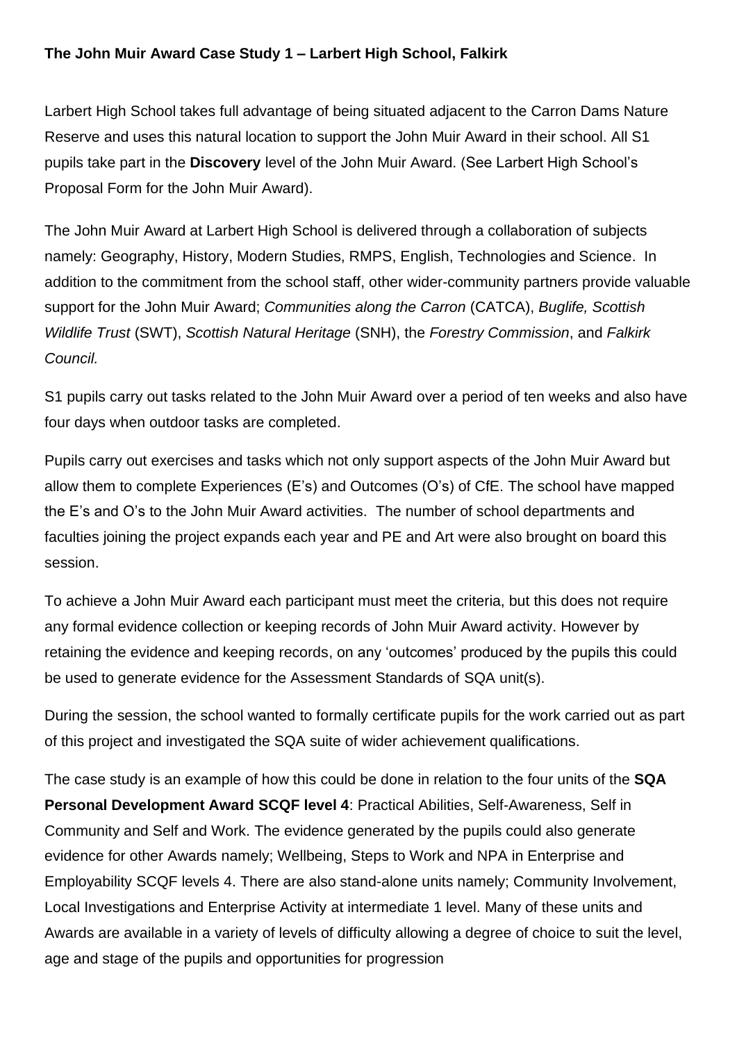**The John Muir Award Case Study 1 – Larbert High School, Falkirk**

Larbert High School takes full advantage of being situated adjacent to the Carron Dams Nature Reserve and uses this natural location to support the John Muir Award in their school. All S1 pupils take part in the **Discovery** level of the John Muir Award. (See Larbert High School's Proposal Form for the John Muir Award).

The John Muir Award at Larbert High School is delivered through a collaboration of subjects namely: Geography, History, Modern Studies, RMPS, English, Technologies and Science. In addition to the commitment from the school staff, other wider-community partners provide valuable support for the John Muir Award; *Communities along the Carron* (CATCA), *Buglife, Scottish Wildlife Trust* (SWT), *Scottish Natural Heritage* (SNH), the *Forestry Commission*, and *Falkirk Council.*

S1 pupils carry out tasks related to the John Muir Award over a period of ten weeks and also have four days when outdoor tasks are completed.

Pupils carry out exercises and tasks which not only support aspects of the John Muir Award but allow them to complete Experiences (E's) and Outcomes (O's) of CfE. The school have mapped the E's and O's to the John Muir Award activities. The number of school departments and faculties joining the project expands each year and PE and Art were also brought on board this session.

To achieve a John Muir Award each participant must meet the criteria, but this does not require any formal evidence collection or keeping records of John Muir Award activity. However by retaining the evidence and keeping records, on any 'outcomes' produced by the pupils this could be used to generate evidence for the Assessment Standards of SQA unit(s).

During the session, the school wanted to formally certificate pupils for the work carried out as part of this project and investigated the SQA suite of wider achievement qualifications.

The case study is an example of how this could be done in relation to the four units of the **SQA Personal Development Award SCQF level 4**: Practical Abilities, Self-Awareness, Self in Community and Self and Work. The evidence generated by the pupils could also generate evidence for other Awards namely; Wellbeing, Steps to Work and NPA in Enterprise and Employability SCQF levels 4. There are also stand-alone units namely; Community Involvement, Local Investigations and Enterprise Activity at intermediate 1 level. Many of these units and Awards are available in a variety of levels of difficulty allowing a degree of choice to suit the level, age and stage of the pupils and opportunities for progression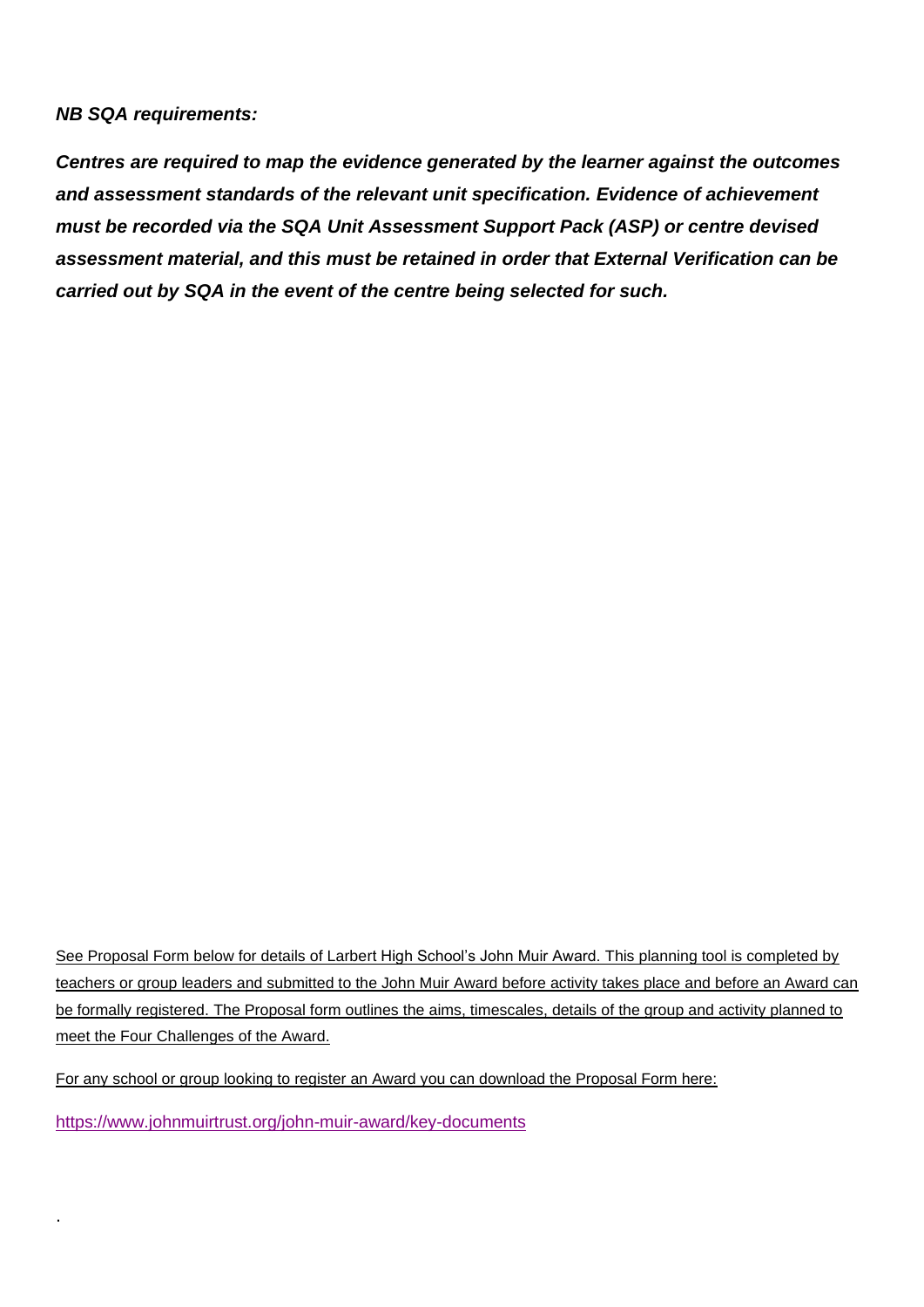***NB SQA requirements:***

***Centres are required to map the evidence generated by the learner against the outcomes and assessment standards of the relevant unit specification. Evidence of achievement must be recorded via the SQA Unit Assessment Support Pack (ASP) or centre devised assessment material, and this must be retained in order that External Verification can be carried out by SQA in the event of the centre being selected for such.***

See Proposal Form below for details of Larbert High School's John Muir Award. This planning tool is completed by teachers or group leaders and submitted to the John Muir Award before activity takes place and before an Award can be formally registered. The Proposal form outlines the aims, timescales, details of the group and activity planned to meet the Four Challenges of the Award.

For any school or group looking to register an Award you can download the Proposal Form here:

https://www.johnmuirtrust.org/john-muir-award/key-documents

.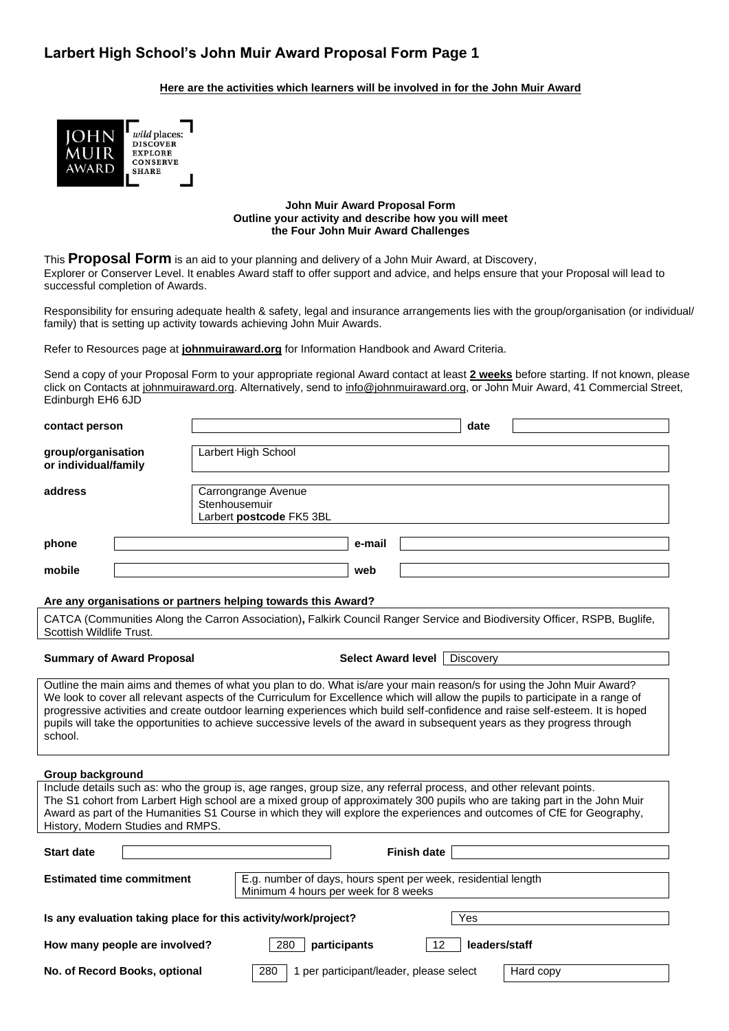# Larbert High School's John Muir Award Proposal Form Page 1

**Here are the activities which learners will be involved in for the John Muir Award**

JOHN MUIR AWARD — *wild* places: DISCOVER EXPLORE CONSERVE SHARE

**John Muir Award Proposal Form**
**Outline your activity and describe how you will meet the Four John Muir Award Challenges**

This **Proposal Form** is an aid to your planning and delivery of a John Muir Award, at Discovery, Explorer or Conserver Level. It enables Award staff to offer support and advice, and helps ensure that your Proposal will lead to successful completion of Awards.

Responsibility for ensuring adequate health & safety, legal and insurance arrangements lies with the group/organisation (or individual/ family) that is setting up activity towards achieving John Muir Awards.

Refer to Resources page at **johnmuiraward.org** for Information Handbook and Award Criteria.

Send a copy of your Proposal Form to your appropriate regional Award contact at least **2 weeks** before starting. If not known, please click on Contacts at johnmuiraward.org. Alternatively, send to info@johnmuiraward.org, or John Muir Award, 41 Commercial Street, Edinburgh EH6 6JD

| | | | |
|---|---|---|---|
| **contact person** | | **date** | |
| **group/organisation or individual/family** | Larbert High School | | |
| **address** | Carrongrange Avenue<br>Stenhousemuir<br>Larbert **postcode** FK5 3BL | | |
| **phone** | | **e-mail** | |
| **mobile** | | **web** | |

**Are any organisations or partners helping towards this Award?**

CATCA (Communities Along the Carron Association)**,** Falkirk Council Ranger Service and Biodiversity Officer, RSPB, Buglife, Scottish Wildlife Trust.

**Summary of Award Proposal** — **Select Award level**: Discovery

Outline the main aims and themes of what you plan to do. What is/are your main reason/s for using the John Muir Award?
We look to cover all relevant aspects of the Curriculum for Excellence which will allow the pupils to participate in a range of progressive activities and create outdoor learning experiences which build self-confidence and raise self-esteem. It is hoped pupils will take the opportunities to achieve successive levels of the award in subsequent years as they progress through school.

**Group background**

Include details such as: who the group is, age ranges, group size, any referral process, and other relevant points.
The S1 cohort from Larbert High school are a mixed group of approximately 300 pupils who are taking part in the John Muir Award as part of the Humanities S1 Course in which they will explore the experiences and outcomes of CfE for Geography, History, Modern Studies and RMPS.

| | | | |
|---|---|---|---|
| **Start date** | | **Finish date** | |

**Estimated time commitment**: E.g. number of days, hours spent per week, residential length
Minimum 4 hours per week for 8 weeks

**Is any evaluation taking place for this activity/work/project?** Yes

**How many people are involved?** 280 **participants** 12 **leaders/staff**

**No. of Record Books, optional** 280 1 per participant/leader, please select: Hard copy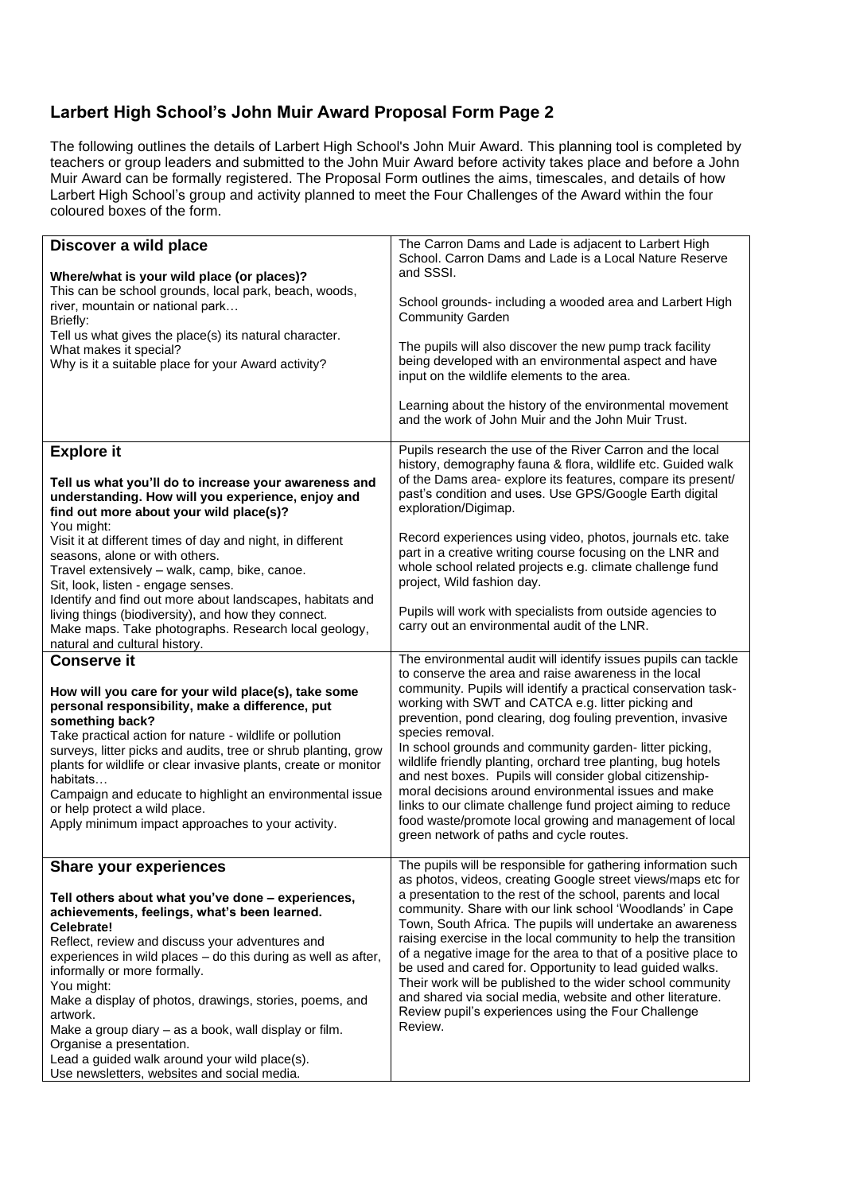## Larbert High School's John Muir Award Proposal Form Page 2

The following outlines the details of Larbert High School's John Muir Award. This planning tool is completed by teachers or group leaders and submitted to the John Muir Award before activity takes place and before a John Muir Award can be formally registered. The Proposal Form outlines the aims, timescales, and details of how Larbert High School's group and activity planned to meet the Four Challenges of the Award within the four coloured boxes of the form.

| | |
|---|---|
| **Discover a wild place**<br><br>**Where/what is your wild place (or places)?**<br>This can be school grounds, local park, beach, woods, river, mountain or national park…<br>Briefly:<br>Tell us what gives the place(s) its natural character.<br>What makes it special?<br>Why is it a suitable place for your Award activity? | The Carron Dams and Lade is adjacent to Larbert High School. Carron Dams and Lade is a Local Nature Reserve and SSSI.<br><br>School grounds- including a wooded area and Larbert High Community Garden<br><br>The pupils will also discover the new pump track facility being developed with an environmental aspect and have input on the wildlife elements to the area.<br><br>Learning about the history of the environmental movement and the work of John Muir and the John Muir Trust. |
| **Explore it**<br><br>**Tell us what you'll do to increase your awareness and understanding. How will you experience, enjoy and find out more about your wild place(s)?**<br>You might:<br>Visit it at different times of day and night, in different seasons, alone or with others.<br>Travel extensively – walk, camp, bike, canoe.<br>Sit, look, listen - engage senses.<br>Identify and find out more about landscapes, habitats and living things (biodiversity), and how they connect.<br>Make maps. Take photographs. Research local geology, natural and cultural history. | Pupils research the use of the River Carron and the local history, demography fauna & flora, wildlife etc. Guided walk of the Dams area- explore its features, compare its present/ past's condition and uses. Use GPS/Google Earth digital exploration/Digimap.<br><br>Record experiences using video, photos, journals etc. take part in a creative writing course focusing on the LNR and whole school related projects e.g. climate challenge fund project, Wild fashion day.<br><br>Pupils will work with specialists from outside agencies to carry out an environmental audit of the LNR. |
| **Conserve it**<br><br>**How will you care for your wild place(s), take some personal responsibility, make a difference, put something back?**<br>Take practical action for nature - wildlife or pollution surveys, litter picks and audits, tree or shrub planting, grow plants for wildlife or clear invasive plants, create or monitor habitats…<br>Campaign and educate to highlight an environmental issue or help protect a wild place.<br>Apply minimum impact approaches to your activity. | The environmental audit will identify issues pupils can tackle to conserve the area and raise awareness in the local community. Pupils will identify a practical conservation task- working with SWT and CATCA e.g. litter picking and prevention, pond clearing, dog fouling prevention, invasive species removal.<br>In school grounds and community garden- litter picking, wildlife friendly planting, orchard tree planting, bug hotels and nest boxes. Pupils will consider global citizenship- moral decisions around environmental issues and make links to our climate challenge fund project aiming to reduce food waste/promote local growing and management of local green network of paths and cycle routes. |
| **Share your experiences**<br><br>**Tell others about what you've done – experiences, achievements, feelings, what's been learned. Celebrate!**<br>Reflect, review and discuss your adventures and experiences in wild places – do this during as well as after, informally or more formally.<br>You might:<br>Make a display of photos, drawings, stories, poems, and artwork.<br>Make a group diary – as a book, wall display or film.<br>Organise a presentation.<br>Lead a guided walk around your wild place(s).<br>Use newsletters, websites and social media. | The pupils will be responsible for gathering information such as photos, videos, creating Google street views/maps etc for a presentation to the rest of the school, parents and local community. Share with our link school 'Woodlands' in Cape Town, South Africa. The pupils will undertake an awareness raising exercise in the local community to help the transition of a negative image for the area to that of a positive place to be used and cared for. Opportunity to lead guided walks. Their work will be published to the wider school community and shared via social media, website and other literature. Review pupil's experiences using the Four Challenge Review. |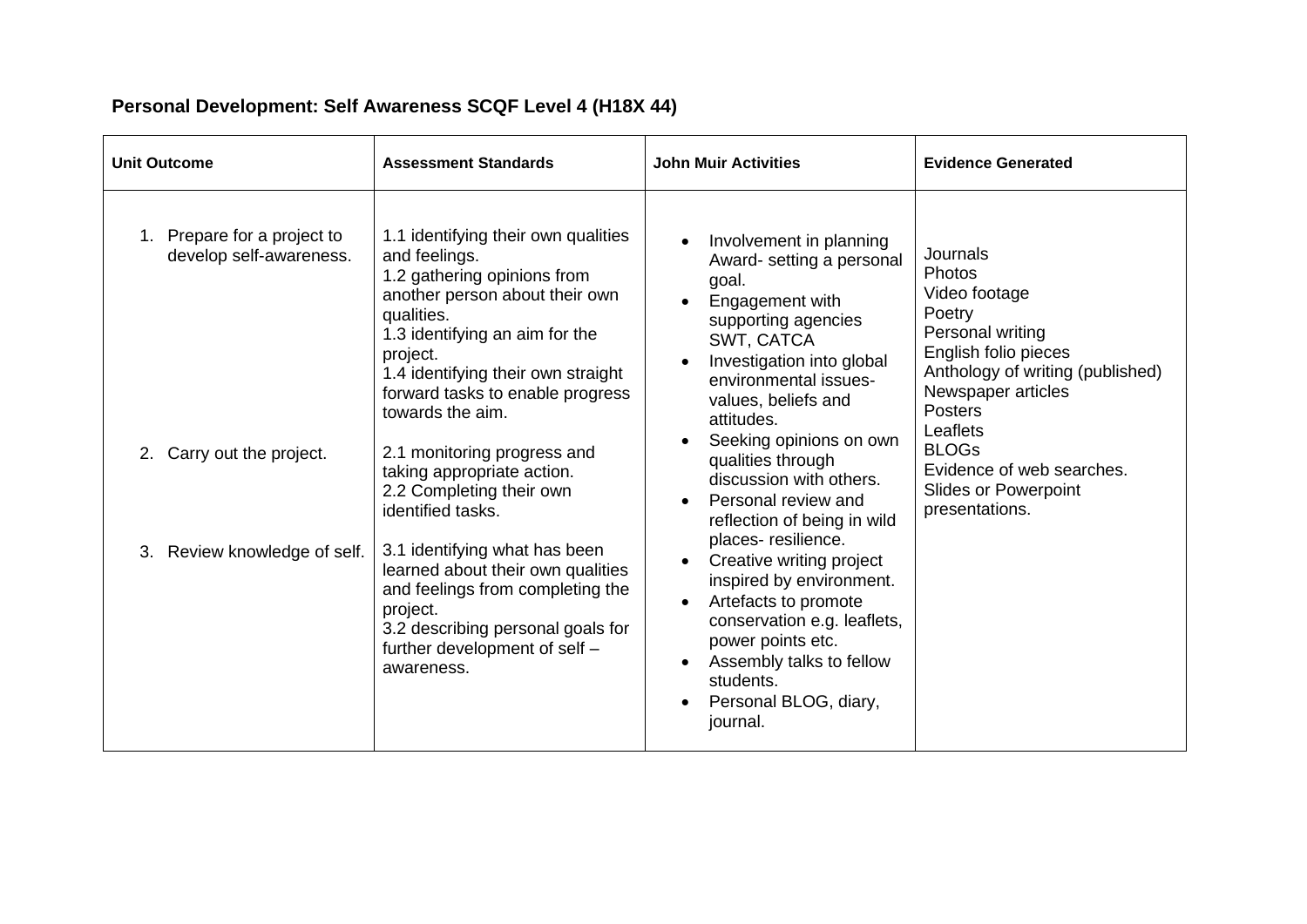**Personal Development: Self Awareness SCQF Level 4 (H18X 44)**

| Unit Outcome | Assessment Standards | John Muir Activities | Evidence Generated |
|---|---|---|---|
| 1. Prepare for a project to develop self-awareness.<br><br>2. Carry out the project.<br><br>3. Review knowledge of self. | 1.1 identifying their own qualities and feelings.<br>1.2 gathering opinions from another person about their own qualities.<br>1.3 identifying an aim for the project.<br>1.4 identifying their own straight forward tasks to enable progress towards the aim.<br><br>2.1 monitoring progress and taking appropriate action.<br>2.2 Completing their own identified tasks.<br><br>3.1 identifying what has been learned about their own qualities and feelings from completing the project.<br>3.2 describing personal goals for further development of self – awareness. | • Involvement in planning Award- setting a personal goal.<br>• Engagement with supporting agencies SWT, CATCA<br>• Investigation into global environmental issues- values, beliefs and attitudes.<br>• Seeking opinions on own qualities through discussion with others.<br>• Personal review and reflection of being in wild places- resilience.<br>• Creative writing project inspired by environment.<br>• Artefacts to promote conservation e.g. leaflets, power points etc.<br>• Assembly talks to fellow students.<br>• Personal BLOG, diary, journal. | Journals<br>Photos<br>Video footage<br>Poetry<br>Personal writing<br>English folio pieces<br>Anthology of writing (published)<br>Newspaper articles<br>Posters<br>Leaflets<br>BLOGs<br>Evidence of web searches.<br>Slides or Powerpoint presentations. |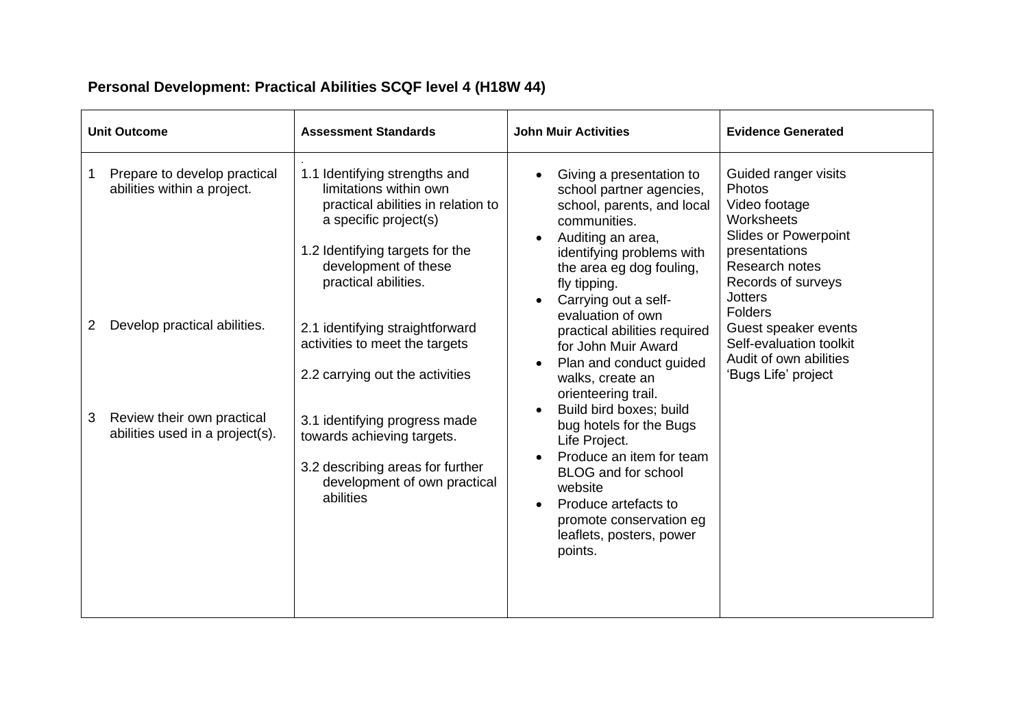**Personal Development: Practical Abilities SCQF level 4 (H18W 44)**

| Unit Outcome | Assessment Standards | John Muir Activities | Evidence Generated |
|---|---|---|---|
| 1 Prepare to develop practical abilities within a project.<br><br>2 Develop practical abilities.<br><br>3 Review their own practical abilities used in a project(s). | 1.1 Identifying strengths and limitations within own practical abilities in relation to a specific project(s)<br><br>1.2 Identifying targets for the development of these practical abilities.<br><br>2.1 identifying straightforward activities to meet the targets<br><br>2.2 carrying out the activities<br><br>3.1 identifying progress made towards achieving targets.<br><br>3.2 describing areas for further development of own practical abilities | • Giving a presentation to school partner agencies, school, parents, and local communities.<br>• Auditing an area, identifying problems with the area eg dog fouling, fly tipping.<br>• Carrying out a self-evaluation of own practical abilities required for John Muir Award<br>• Plan and conduct guided walks, create an orienteering trail.<br>• Build bird boxes; build bug hotels for the Bugs Life Project.<br>• Produce an item for team BLOG and for school website<br>• Produce artefacts to promote conservation eg leaflets, posters, power points. | Guided ranger visits<br>Photos<br>Video footage<br>Worksheets<br>Slides or Powerpoint presentations<br>Research notes<br>Records of surveys<br>Jotters<br>Folders<br>Guest speaker events<br>Self-evaluation toolkit<br>Audit of own abilities<br>'Bugs Life' project |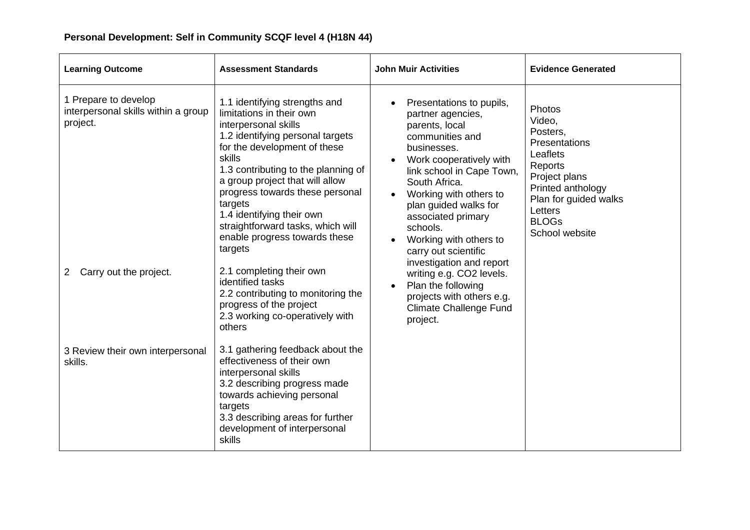**Personal Development: Self in Community SCQF level 4 (H18N 44)**

| Learning Outcome | Assessment Standards | John Muir Activities | Evidence Generated |
|---|---|---|---|
| 1 Prepare to develop interpersonal skills within a group project. | 1.1 identifying strengths and limitations in their own interpersonal skills<br>1.2 identifying personal targets for the development of these skills<br>1.3 contributing to the planning of a group project that will allow progress towards these personal targets<br>1.4 identifying their own straightforward tasks, which will enable progress towards these targets | • Presentations to pupils, partner agencies, parents, local communities and businesses.<br>• Work cooperatively with link school in Cape Town, South Africa.<br>• Working with others to plan guided walks for associated primary schools.<br>• Working with others to carry out scientific investigation and report writing e.g. $CO_2$ levels.<br>• Plan the following projects with others e.g. Climate Challenge Fund project. | Photos<br>Video,<br>Posters,<br>Presentations<br>Leaflets<br>Reports<br>Project plans<br>Printed anthology<br>Plan for guided walks<br>Letters<br>BLOGs<br>School website |
| 2 Carry out the project. | 2.1 completing their own identified tasks<br>2.2 contributing to monitoring the progress of the project<br>2.3 working co-operatively with others | | |
| 3 Review their own interpersonal skills. | 3.1 gathering feedback about the effectiveness of their own interpersonal skills<br>3.2 describing progress made towards achieving personal targets<br>3.3 describing areas for further development of interpersonal skills | | |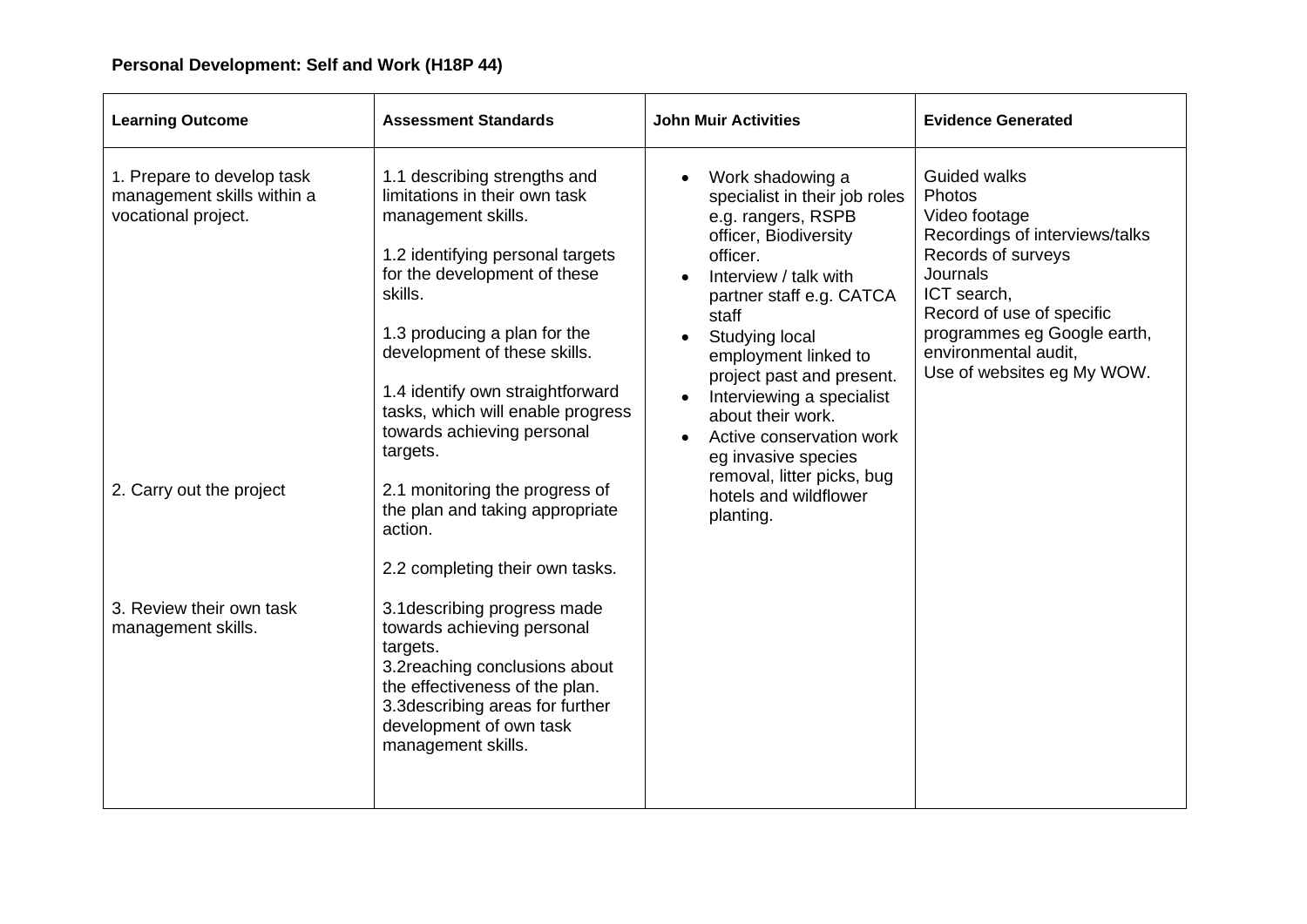**Personal Development: Self and Work (H18P 44)**

| Learning Outcome | Assessment Standards | John Muir Activities | Evidence Generated |
|---|---|---|---|
| 1. Prepare to develop task management skills within a vocational project.<br><br>2. Carry out the project<br><br>3. Review their own task management skills. | 1.1 describing strengths and limitations in their own task management skills.<br><br>1.2 identifying personal targets for the development of these skills.<br><br>1.3 producing a plan for the development of these skills.<br><br>1.4 identify own straightforward tasks, which will enable progress towards achieving personal targets.<br><br>2.1 monitoring the progress of the plan and taking appropriate action.<br><br>2.2 completing their own tasks.<br><br>3.1describing progress made towards achieving personal targets.<br>3.2reaching conclusions about the effectiveness of the plan.<br>3.3describing areas for further development of own task management skills. | • Work shadowing a specialist in their job roles e.g. rangers, RSPB officer, Biodiversity officer.<br>• Interview / talk with partner staff e.g. CATCA staff<br>• Studying local employment linked to project past and present.<br>• Interviewing a specialist about their work.<br>• Active conservation work eg invasive species removal, litter picks, bug hotels and wildflower planting. | Guided walks<br>Photos<br>Video footage<br>Recordings of interviews/talks<br>Records of surveys<br>Journals<br>ICT search,<br>Record of use of specific programmes eg Google earth, environmental audit,<br>Use of websites eg My WOW. |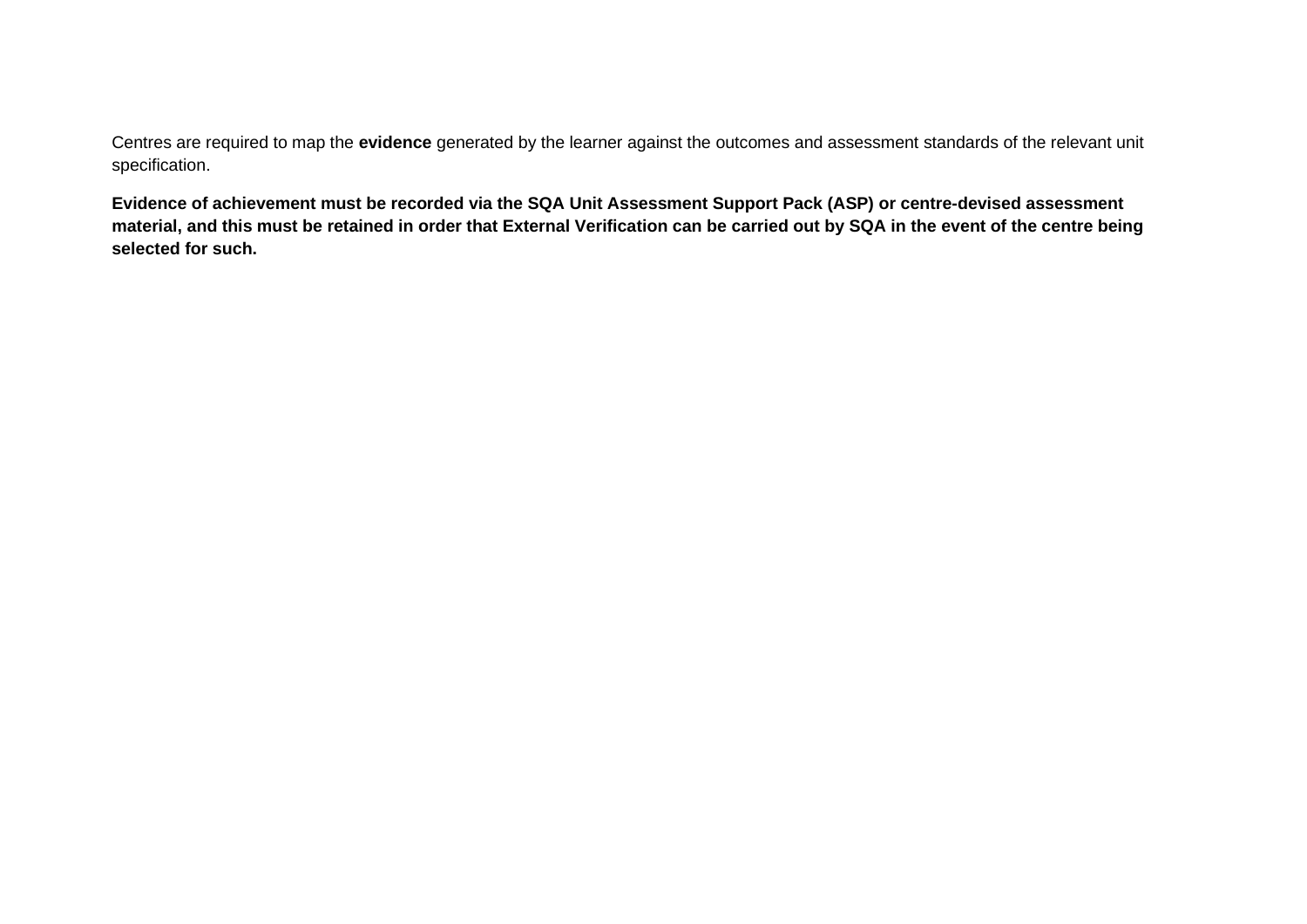Centres are required to map the **evidence** generated by the learner against the outcomes and assessment standards of the relevant unit specification.

**Evidence of achievement must be recorded via the SQA Unit Assessment Support Pack (ASP) or centre-devised assessment material, and this must be retained in order that External Verification can be carried out by SQA in the event of the centre being selected for such.**